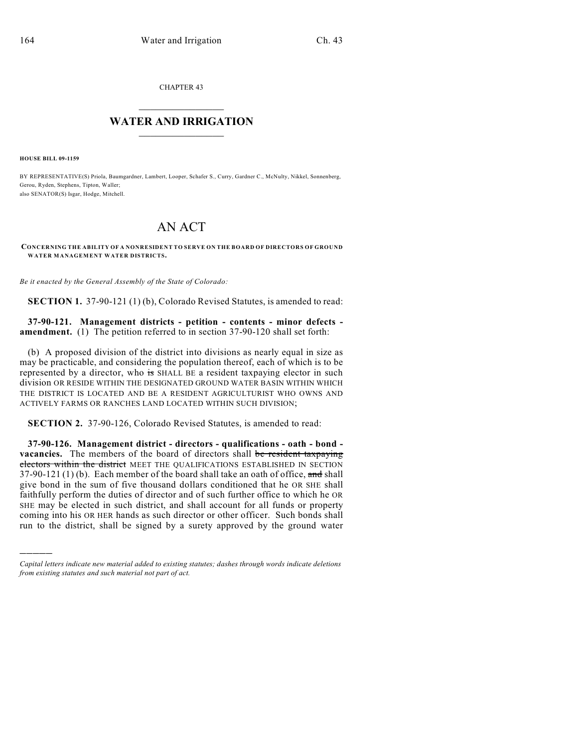CHAPTER 43

# WATER AND IRRIGATION

**HOUSE BILL 09-1159**

BY REPRESENTATIVE(S) Priola, Baumgardner, Lambert, Looper, Schafer S., Curry, Gardner C., McNulty, Nikkel, Sonnenberg, Gerou, Ryden, Stephens, Tipton, Waller;
also SENATOR(S) Isgar, Hodge, Mitchell.

# AN ACT

**CONCERNING THE ABILITY OF A NONRESIDENT TO SERVE ON THE BOARD OF DIRECTORS OF GROUND WATER MANAGEMENT WATER DISTRICTS.**

*Be it enacted by the General Assembly of the State of Colorado:*

**SECTION 1.** 37-90-121 (1) (b), Colorado Revised Statutes, is amended to read:

**37-90-121. Management districts - petition - contents - minor defects - amendment.** (1) The petition referred to in section 37-90-120 shall set forth:

(b) A proposed division of the district into divisions as nearly equal in size as may be practicable, and considering the population thereof, each of which is to be represented by a director, who ~~is~~ SHALL BE a resident taxpaying elector in such division OR RESIDE WITHIN THE DESIGNATED GROUND WATER BASIN WITHIN WHICH THE DISTRICT IS LOCATED AND BE A RESIDENT AGRICULTURIST WHO OWNS AND ACTIVELY FARMS OR RANCHES LAND LOCATED WITHIN SUCH DIVISION;

**SECTION 2.** 37-90-126, Colorado Revised Statutes, is amended to read:

**37-90-126. Management district - directors - qualifications - oath - bond - vacancies.** The members of the board of directors shall ~~be resident taxpaying electors within the district~~ MEET THE QUALIFICATIONS ESTABLISHED IN SECTION 37-90-121 (1) (b). Each member of the board shall take an oath of office, ~~and~~ shall give bond in the sum of five thousand dollars conditioned that he OR SHE shall faithfully perform the duties of director and of such further office to which he OR SHE may be elected in such district, and shall account for all funds or property coming into his OR HER hands as such director or other officer. Such bonds shall run to the district, shall be signed by a surety approved by the ground water

---

*Capital letters indicate new material added to existing statutes; dashes through words indicate deletions from existing statutes and such material not part of act.*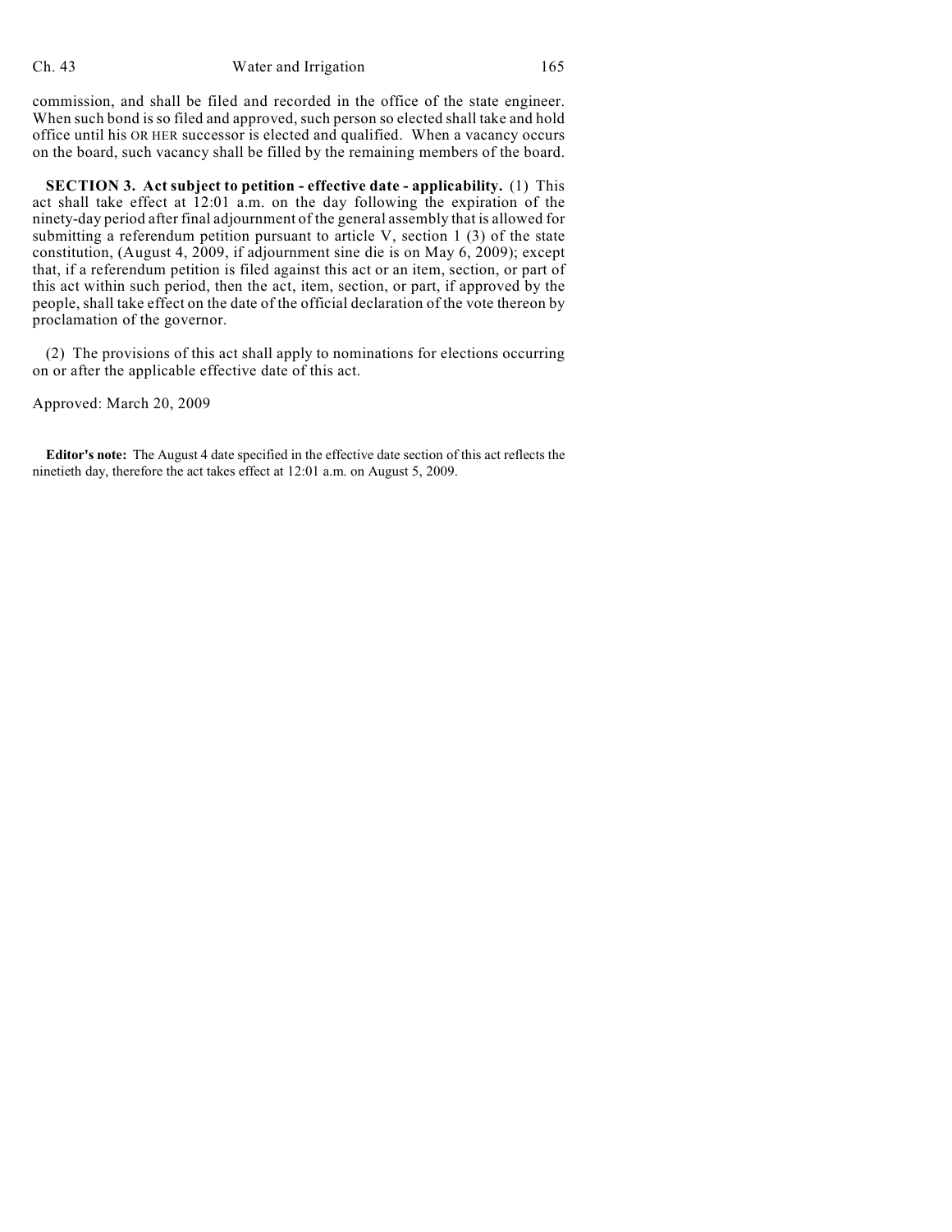commission, and shall be filed and recorded in the office of the state engineer. When such bond is so filed and approved, such person so elected shall take and hold office until his OR HER successor is elected and qualified. When a vacancy occurs on the board, such vacancy shall be filled by the remaining members of the board.

**SECTION 3. Act subject to petition - effective date - applicability.** (1) This act shall take effect at 12:01 a.m. on the day following the expiration of the ninety-day period after final adjournment of the general assembly that is allowed for submitting a referendum petition pursuant to article V, section 1 (3) of the state constitution, (August 4, 2009, if adjournment sine die is on May 6, 2009); except that, if a referendum petition is filed against this act or an item, section, or part of this act within such period, then the act, item, section, or part, if approved by the people, shall take effect on the date of the official declaration of the vote thereon by proclamation of the governor.

(2) The provisions of this act shall apply to nominations for elections occurring on or after the applicable effective date of this act.

Approved: March 20, 2009

**Editor's note:** The August 4 date specified in the effective date section of this act reflects the ninetieth day, therefore the act takes effect at 12:01 a.m. on August 5, 2009.